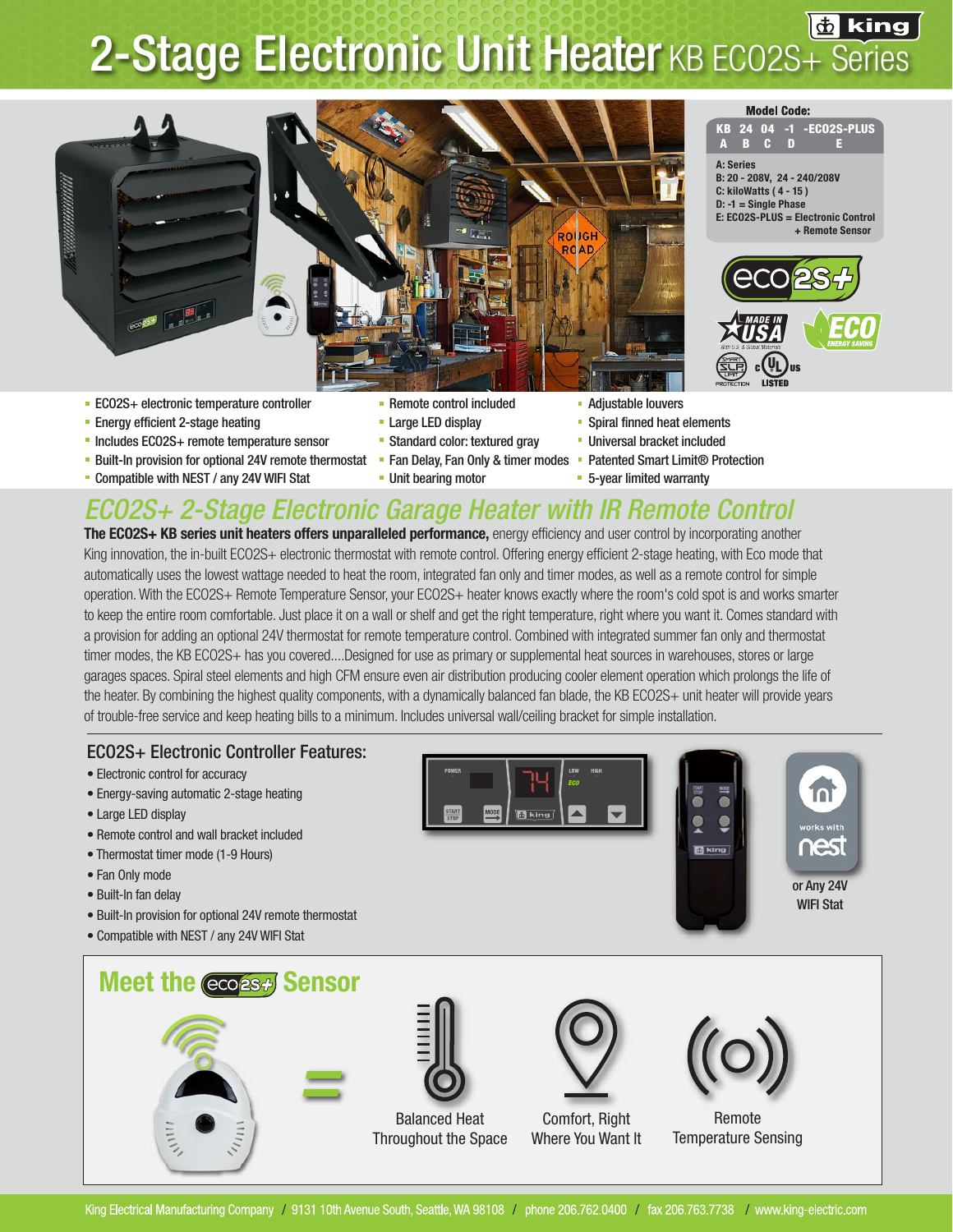# 2-Stage Electronic Unit Heater KB ECO2S+ Series

**Model Code:**

| KB | 24 | 04 | -1 | -ECO2S-PLUS |
|---|---|---|---|---|
| A | B | C | D | E |

A: Series
B: 20 - 208V, 24 - 240/208V
C: kiloWatts ( 4 - 15 )
D: -1 = Single Phase
E: ECO2S-PLUS = Electronic Control + Remote Sensor

- ECO2S+ electronic temperature controller
- Energy efficient 2-stage heating
- Includes ECO2S+ remote temperature sensor
- Built-In provision for optional 24V remote thermostat
- Compatible with NEST / any 24V WIFI Stat
- Remote control included
- Large LED display
- Standard color: textured gray
- Fan Delay, Fan Only & timer modes
- Unit bearing motor
- Adjustable louvers
- Spiral finned heat elements
- Universal bracket included
- Patented Smart Limit® Protection
- 5-year limited warranty

## ECO2S+ 2-Stage Electronic Garage Heater with IR Remote Control

**The ECO2S+ KB series unit heaters offers unparalleled performance,** energy efficiency and user control by incorporating another King innovation, the in-built ECO2S+ electronic thermostat with remote control. Offering energy efficient 2-stage heating, with Eco mode that automatically uses the lowest wattage needed to heat the room, integrated fan only and timer modes, as well as a remote control for simple operation. With the ECO2S+ Remote Temperature Sensor, your ECO2S+ heater knows exactly where the room's cold spot is and works smarter to keep the entire room comfortable. Just place it on a wall or shelf and get the right temperature, right where you want it. Comes standard with a provision for adding an optional 24V thermostat for remote temperature control. Combined with integrated summer fan only and thermostat timer modes, the KB ECO2S+ has you covered....Designed for use as primary or supplemental heat sources in warehouses, stores or large garages spaces. Spiral steel elements and high CFM ensure even air distribution producing cooler element operation which prolongs the life of the heater. By combining the highest quality components, with a dynamically balanced fan blade, the KB ECO2S+ unit heater will provide years of trouble-free service and keep heating bills to a minimum. Includes universal wall/ceiling bracket for simple installation.

### ECO2S+ Electronic Controller Features:

- Electronic control for accuracy
- Energy-saving automatic 2-stage heating
- Large LED display
- Remote control and wall bracket included
- Thermostat timer mode (1-9 Hours)
- Fan Only mode
- Built-In fan delay
- Built-In provision for optional 24V remote thermostat
- Compatible with NEST / any 24V WIFI Stat

works with nest or Any 24V WIFI Stat

## Meet the eco2S+ Sensor

- Balanced Heat Throughout the Space
- Comfort, Right Where You Want It
- Remote Temperature Sensing

King Electrical Manufacturing Company / 9131 10th Avenue South, Seattle, WA 98108 / phone 206.762.0400 / fax 206.763.7738 / www.king-electric.com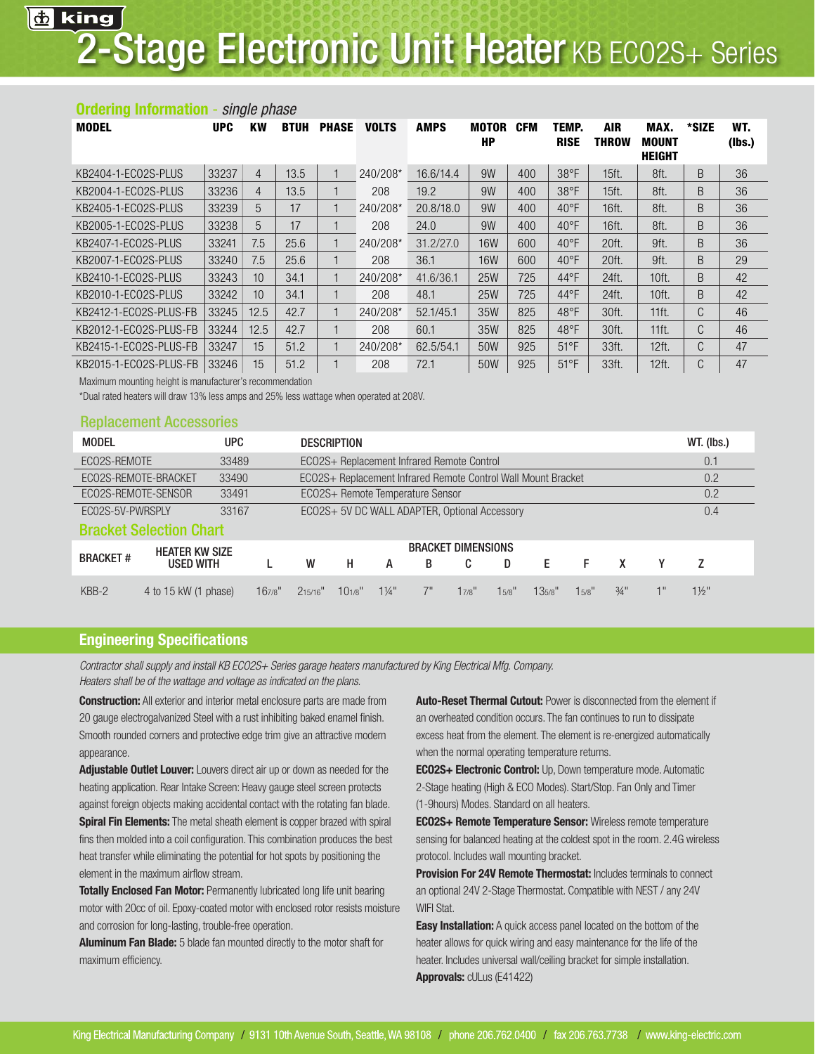# 2-Stage Electronic Unit Heater KB ECO2S+ Series

## Ordering Information - *single phase*

| MODEL | UPC | KW | BTUH | PHASE | VOLTS | AMPS | MOTOR HP | CFM | TEMP. RISE | AIR THROW | MAX. MOUNT HEIGHT | *SIZE | WT. (lbs.) |
|---|---|---|---|---|---|---|---|---|---|---|---|---|---|
| KB2404-1-ECO2S-PLUS | 33237 | 4 | 13.5 | 1 | 240/208* | 16.6/14.4 | 9W | 400 | 38°F | 15ft. | 8ft. | B | 36 |
| KB2004-1-ECO2S-PLUS | 33236 | 4 | 13.5 | 1 | 208 | 19.2 | 9W | 400 | 38°F | 15ft. | 8ft. | B | 36 |
| KB2405-1-ECO2S-PLUS | 33239 | 5 | 17 | 1 | 240/208* | 20.8/18.0 | 9W | 400 | 40°F | 16ft. | 8ft. | B | 36 |
| KB2005-1-ECO2S-PLUS | 33238 | 5 | 17 | 1 | 208 | 24.0 | 9W | 400 | 40°F | 16ft. | 8ft. | B | 36 |
| KB2407-1-ECO2S-PLUS | 33241 | 7.5 | 25.6 | 1 | 240/208* | 31.2/27.0 | 16W | 600 | 40°F | 20ft. | 9ft. | B | 36 |
| KB2007-1-ECO2S-PLUS | 33240 | 7.5 | 25.6 | 1 | 208 | 36.1 | 16W | 600 | 40°F | 20ft. | 9ft. | B | 29 |
| KB2410-1-ECO2S-PLUS | 33243 | 10 | 34.1 | 1 | 240/208* | 41.6/36.1 | 25W | 725 | 44°F | 24ft. | 10ft. | B | 42 |
| KB2010-1-ECO2S-PLUS | 33242 | 10 | 34.1 | 1 | 208 | 48.1 | 25W | 725 | 44°F | 24ft. | 10ft. | B | 42 |
| KB2412-1-ECO2S-PLUS-FB | 33245 | 12.5 | 42.7 | 1 | 240/208* | 52.1/45.1 | 35W | 825 | 48°F | 30ft. | 11ft. | C | 46 |
| KB2012-1-ECO2S-PLUS-FB | 33244 | 12.5 | 42.7 | 1 | 208 | 60.1 | 35W | 825 | 48°F | 30ft. | 11ft. | C | 46 |
| KB2415-1-ECO2S-PLUS-FB | 33247 | 15 | 51.2 | 1 | 240/208* | 62.5/54.1 | 50W | 925 | 51°F | 33ft. | 12ft. | C | 47 |
| KB2015-1-ECO2S-PLUS-FB | 33246 | 15 | 51.2 | 1 | 208 | 72.1 | 50W | 925 | 51°F | 33ft. | 12ft. | C | 47 |

Maximum mounting height is manufacturer's recommendation

*Dual rated heaters will draw 13% less amps and 25% less wattage when operated at 208V.

## Replacement Accessories

| MODEL | UPC | DESCRIPTION | WT. (lbs.) |
|---|---|---|---|
| ECO2S-REMOTE | 33489 | ECO2S+ Replacement Infrared Remote Control | 0.1 |
| ECO2S-REMOTE-BRACKET | 33490 | ECO2S+ Replacement Infrared Remote Control Wall Mount Bracket | 0.2 |
| ECO2S-REMOTE-SENSOR | 33491 | ECO2S+ Remote Temperature Sensor | 0.2 |
| ECO2S-5V-PWRSPLY | 33167 | ECO2S+ 5V DC WALL ADAPTER, Optional Accessory | 0.4 |

## Bracket Selection Chart

| BRACKET # | HEATER KW SIZE USED WITH | BRACKET DIMENSIONS | | | | | | | | | | | |
|---|---|---|---|---|---|---|---|---|---|---|---|---|---|
| | | L | W | H | A | B | C | D | E | F | X | Y | Z |
| KBB-2 | 4 to 15 kW (1 phase) | 16 7/8" | 2 15/16" | 10 1/8" | 1¼" | 7" | 1 7/8" | 1 5/8" | 13 5/8" | 1 5/8" | ¾" | 1" | 1½" |

## Engineering Specifications

*Contractor shall supply and install KB ECO2S+ Series garage heaters manufactured by King Electrical Mfg. Company. Heaters shall be of the wattage and voltage as indicated on the plans.*

**Construction:** All exterior and interior metal enclosure parts are made from 20 gauge electrogalvanized Steel with a rust inhibiting baked enamel finish. Smooth rounded corners and protective edge trim give an attractive modern appearance.

**Adjustable Outlet Louver:** Louvers direct air up or down as needed for the heating application. Rear Intake Screen: Heavy gauge steel screen protects against foreign objects making accidental contact with the rotating fan blade.

**Spiral Fin Elements:** The metal sheath element is copper brazed with spiral fins then molded into a coil configuration. This combination produces the best heat transfer while eliminating the potential for hot spots by positioning the element in the maximum airflow stream.

**Totally Enclosed Fan Motor:** Permanently lubricated long life unit bearing motor with 20cc of oil. Epoxy-coated motor with enclosed rotor resists moisture and corrosion for long-lasting, trouble-free operation.

**Aluminum Fan Blade:** 5 blade fan mounted directly to the motor shaft for maximum efficiency.

**Auto-Reset Thermal Cutout:** Power is disconnected from the element if an overheated condition occurs. The fan continues to run to dissipate excess heat from the element. The element is re-energized automatically when the normal operating temperature returns.

**ECO2S+ Electronic Control:** Up, Down temperature mode. Automatic 2-Stage heating (High & ECO Modes). Start/Stop. Fan Only and Timer (1-9hours) Modes. Standard on all heaters.

**ECO2S+ Remote Temperature Sensor:** Wireless remote temperature sensing for balanced heating at the coldest spot in the room. 2.4G wireless protocol. Includes wall mounting bracket.

**Provision For 24V Remote Thermostat:** Includes terminals to connect an optional 24V 2-Stage Thermostat. Compatible with NEST / any 24V WIFI Stat.

**Easy Installation:** A quick access panel located on the bottom of the heater allows for quick wiring and easy maintenance for the life of the heater. Includes universal wall/ceiling bracket for simple installation.

**Approvals:** cULus (E41422)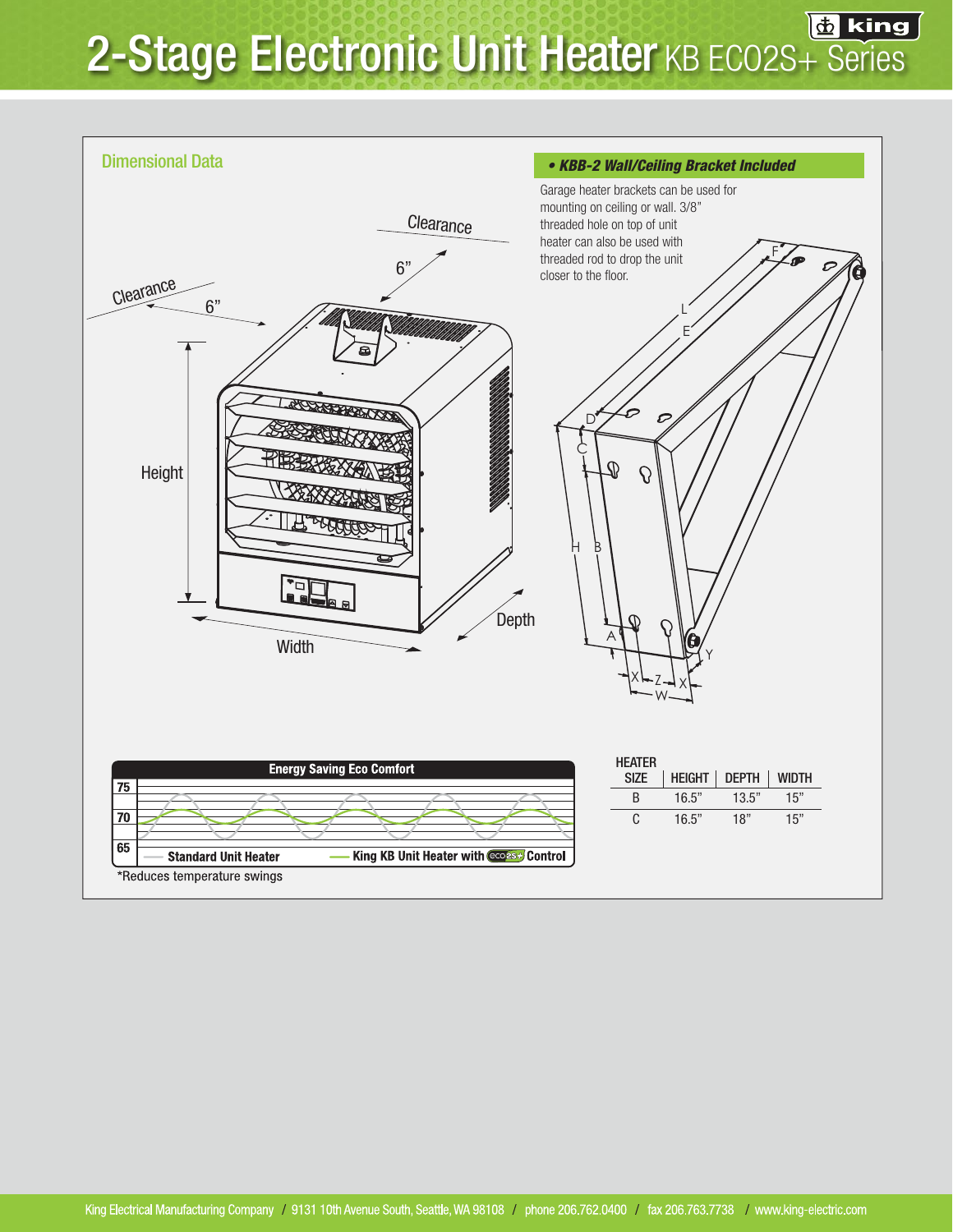# 2-Stage Electronic Unit Heater KB ECO2S+ Series

## Dimensional Data

Clearance

6"

Clearance

6"

Height

Width

Depth

**• *KBB-2 Wall/Ceiling Bracket Included***

Garage heater brackets can be used for mounting on ceiling or wall. 3/8" threaded hole on top of unit heater can also be used with threaded rod to drop the unit closer to the floor.

F L E D C H B A X Z X W Y

**Energy Saving Eco Comfort**

75

70

65

Standard Unit Heater

King KB Unit Heater with ecoES+ Control

*Reduces temperature swings

| HEATER SIZE | HEIGHT | DEPTH | WIDTH |
|---|---|---|---|
| B | 16.5" | 13.5" | 15" |
| C | 16.5" | 18" | 15" |

King Electrical Manufacturing Company / 9131 10th Avenue South, Seattle, WA 98108 / phone 206.762.0400 / fax 206.763.7738 / www.king-electric.com